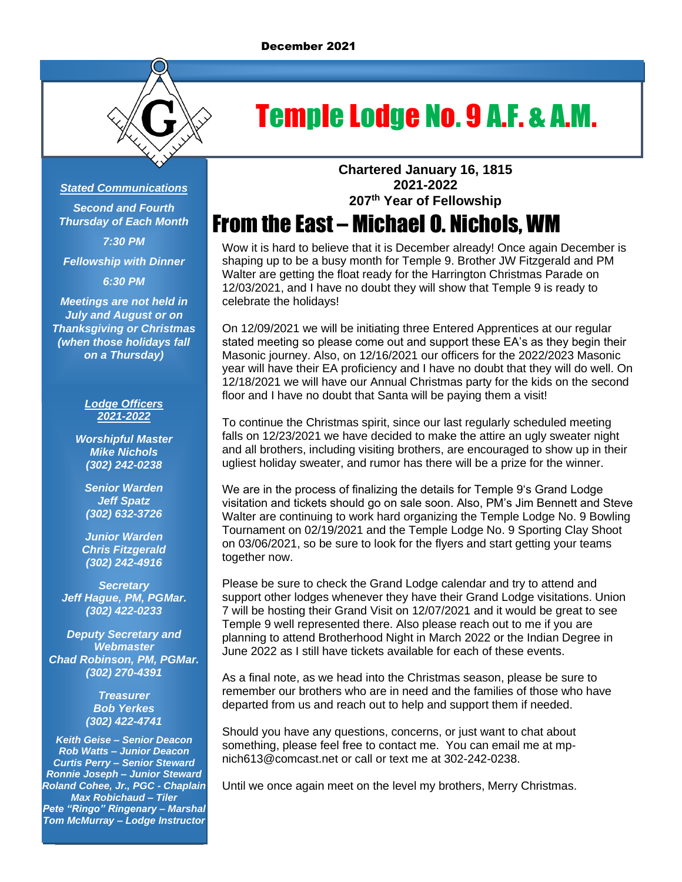December 2021

# Temple Lodge No. 9 A.F. & A.M.

**Chartered January 16, 1815**
**2021-2022**
**207th Year of Fellowship**

***Stated Communications***

*Second and Fourth Thursday of Each Month*

*7:30 PM*

*Fellowship with Dinner*

*6:30 PM*

*Meetings are not held in July and August or on Thanksgiving or Christmas (when those holidays fall on a Thursday)*

***Lodge Officers 2021-2022***

*Worshipful Master*
*Mike Nichols*
*(302) 242-0238*

*Senior Warden*
*Jeff Spatz*
*(302) 632-3726*

*Junior Warden*
*Chris Fitzgerald*
*(302) 242-4916*

*Secretary*
*Jeff Hague, PM, PGMar.*
*(302) 422-0233*

*Deputy Secretary and Webmaster*
*Chad Robinson, PM, PGMar.*
*(302) 270-4391*

*Treasurer*
*Bob Yerkes*
*(302) 422-4741*

*Keith Geise – Senior Deacon*
*Rob Watts – Junior Deacon*
*Curtis Perry – Senior Steward*
*Ronnie Joseph – Junior Steward*
*Roland Cohee, Jr., PGC - Chaplain*
*Max Robichaud – Tiler*
*Pete "Ringo" Ringenary – Marshal*
*Tom McMurray – Lodge Instructor*

## From the East – Michael O. Nichols, WM

Wow it is hard to believe that it is December already! Once again December is shaping up to be a busy month for Temple 9. Brother JW Fitzgerald and PM Walter are getting the float ready for the Harrington Christmas Parade on 12/03/2021, and I have no doubt they will show that Temple 9 is ready to celebrate the holidays!

On 12/09/2021 we will be initiating three Entered Apprentices at our regular stated meeting so please come out and support these EA's as they begin their Masonic journey. Also, on 12/16/2021 our officers for the 2022/2023 Masonic year will have their EA proficiency and I have no doubt that they will do well. On 12/18/2021 we will have our Annual Christmas party for the kids on the second floor and I have no doubt that Santa will be paying them a visit!

To continue the Christmas spirit, since our last regularly scheduled meeting falls on 12/23/2021 we have decided to make the attire an ugly sweater night and all brothers, including visiting brothers, are encouraged to show up in their ugliest holiday sweater, and rumor has there will be a prize for the winner.

We are in the process of finalizing the details for Temple 9's Grand Lodge visitation and tickets should go on sale soon. Also, PM's Jim Bennett and Steve Walter are continuing to work hard organizing the Temple Lodge No. 9 Bowling Tournament on 02/19/2021 and the Temple Lodge No. 9 Sporting Clay Shoot on 03/06/2021, so be sure to look for the flyers and start getting your teams together now.

Please be sure to check the Grand Lodge calendar and try to attend and support other lodges whenever they have their Grand Lodge visitations. Union 7 will be hosting their Grand Visit on 12/07/2021 and it would be great to see Temple 9 well represented there. Also please reach out to me if you are planning to attend Brotherhood Night in March 2022 or the Indian Degree in June 2022 as I still have tickets available for each of these events.

As a final note, as we head into the Christmas season, please be sure to remember our brothers who are in need and the families of those who have departed from us and reach out to help and support them if needed.

Should you have any questions, concerns, or just want to chat about something, please feel free to contact me. You can email me at mp-nich613@comcast.net or call or text me at 302-242-0238.

Until we once again meet on the level my brothers, Merry Christmas.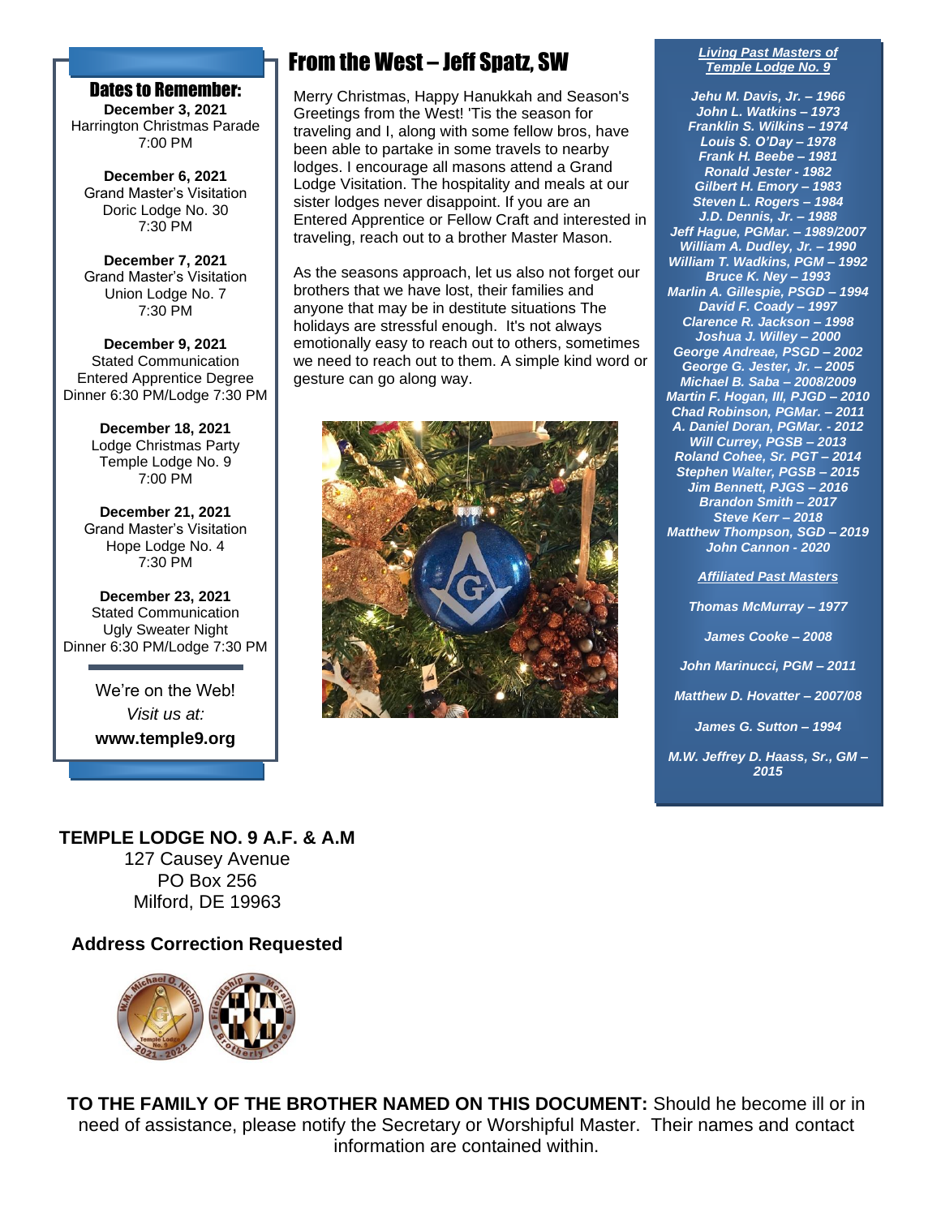## Dates to Remember:

**December 3, 2021**
Harrington Christmas Parade
7:00 PM

**December 6, 2021**
Grand Master's Visitation
Doric Lodge No. 30
7:30 PM

**December 7, 2021**
Grand Master's Visitation
Union Lodge No. 7
7:30 PM

**December 9, 2021**
Stated Communication
Entered Apprentice Degree
Dinner 6:30 PM/Lodge 7:30 PM

**December 18, 2021**
Lodge Christmas Party
Temple Lodge No. 9
7:00 PM

**December 21, 2021**
Grand Master's Visitation
Hope Lodge No. 4
7:30 PM

**December 23, 2021**
Stated Communication
Ugly Sweater Night
Dinner 6:30 PM/Lodge 7:30 PM

We're on the Web!
*Visit us at:*
**www.temple9.org**

## From the West – Jeff Spatz, SW

Merry Christmas, Happy Hanukkah and Season's Greetings from the West! 'Tis the season for traveling and I, along with some fellow bros, have been able to partake in some travels to nearby lodges. I encourage all masons attend a Grand Lodge Visitation. The hospitality and meals at our sister lodges never disappoint. If you are an Entered Apprentice or Fellow Craft and interested in traveling, reach out to a brother Master Mason.

As the seasons approach, let us also not forget our brothers that we have lost, their families and anyone that may be in destitute situations The holidays are stressful enough. It's not always emotionally easy to reach out to others, sometimes we need to reach out to them. A simple kind word or gesture can go along way.

***Living Past Masters of Temple Lodge No. 9***

*Jehu M. Davis, Jr. – 1966*
*John L. Watkins – 1973*
*Franklin S. Wilkins – 1974*
*Louis S. O'Day – 1978*
*Frank H. Beebe – 1981*
*Ronald Jester - 1982*
*Gilbert H. Emory – 1983*
*Steven L. Rogers – 1984*
*J.D. Dennis, Jr. – 1988*
*Jeff Hague, PGMar. – 1989/2007*
*William A. Dudley, Jr. – 1990*
*William T. Wadkins, PGM – 1992*
*Bruce K. Ney – 1993*
*Marlin A. Gillespie, PSGD – 1994*
*David F. Coady – 1997*
*Clarence R. Jackson – 1998*
*Joshua J. Willey – 2000*
*George Andreae, PSGD – 2002*
*George G. Jester, Jr. – 2005*
*Michael B. Saba – 2008/2009*
*Martin F. Hogan, III, PJGD – 2010*
*Chad Robinson, PGMar. – 2011*
*A. Daniel Doran, PGMar. - 2012*
*Will Currey, PGSB – 2013*
*Roland Cohee, Sr. PGT – 2014*
*Stephen Walter, PGSB – 2015*
*Jim Bennett, PJGS – 2016*
*Brandon Smith – 2017*
*Steve Kerr – 2018*
*Matthew Thompson, SGD – 2019*
*John Cannon - 2020*

***Affiliated Past Masters***

*Thomas McMurray – 1977*

*James Cooke – 2008*

*John Marinucci, PGM – 2011*

*Matthew D. Hovatter – 2007/08*

*James G. Sutton – 1994*

*M.W. Jeffrey D. Haass, Sr., GM – 2015*

**TEMPLE LODGE NO. 9 A.F. & A.M**
127 Causey Avenue
PO Box 256
Milford, DE 19963

**Address Correction Requested**

**TO THE FAMILY OF THE BROTHER NAMED ON THIS DOCUMENT:** Should he become ill or in need of assistance, please notify the Secretary or Worshipful Master. Their names and contact information are contained within.